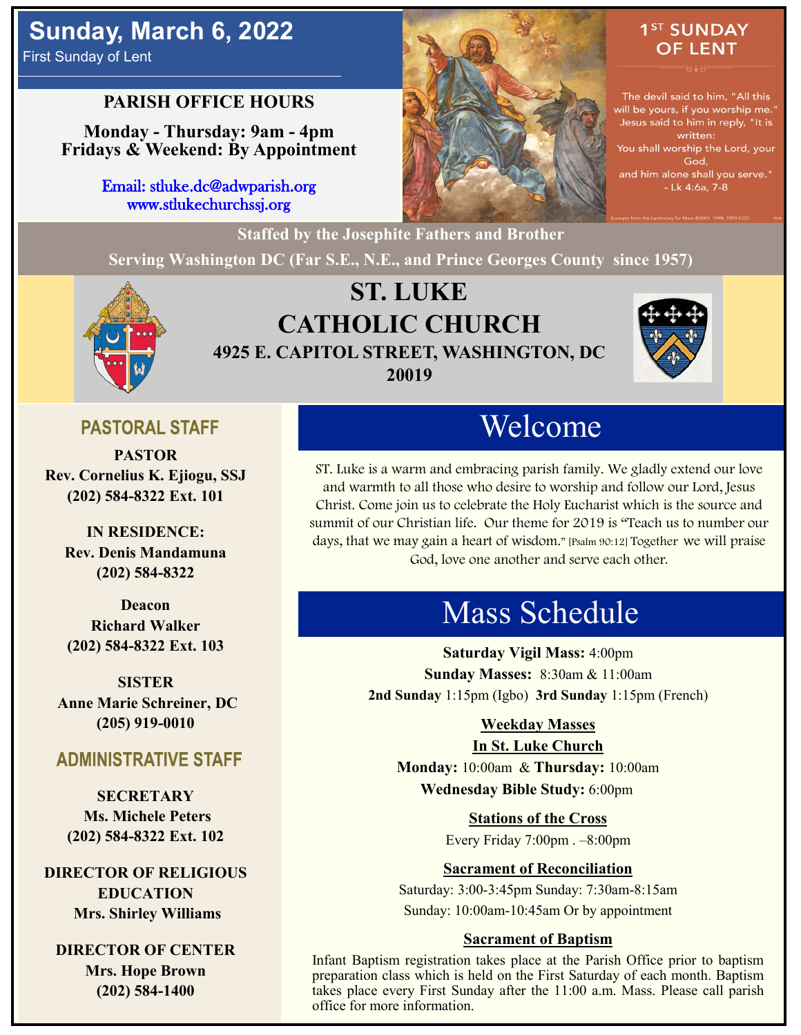# Sunday, March 6, 2022

First Sunday of Lent

**PARISH OFFICE HOURS**

**Monday - Thursday: 9am - 4pm**
**Fridays & Weekend: By Appointment**

Email: stluke.dc@adwparish.org
www.stlukechurchssj.org

## 1ST SUNDAY OF LENT

The devil said to him, "All this will be yours, if you worship me." Jesus said to him in reply, "It is written:
You shall worship the Lord, your God,
and him alone shall you serve."
- Lk 4:6a, 7-8

Excerpts from the Lectionary for Mass ©2001, 1998, 1970 CCD.

**Staffed by the Josephite Fathers and Brother**

**Serving Washington DC (Far S.E., N.E., and Prince Georges County since 1957)**

# ST. LUKE CATHOLIC CHURCH

**4925 E. CAPITOL STREET, WASHINGTON, DC 20019**

## PASTORAL STAFF

**PASTOR**
**Rev. Cornelius K. Ejiogu, SSJ**
**(202) 584-8322 Ext. 101**

**IN RESIDENCE:**
**Rev. Denis Mandamuna**
**(202) 584-8322**

**Deacon**
**Richard Walker**
**(202) 584-8322 Ext. 103**

**SISTER**
**Anne Marie Schreiner, DC**
**(205) 919-0010**

## ADMINISTRATIVE STAFF

**SECRETARY**
**Ms. Michele Peters**
**(202) 584-8322 Ext. 102**

**DIRECTOR OF RELIGIOUS EDUCATION**
**Mrs. Shirley Williams**

**DIRECTOR OF CENTER**
**Mrs. Hope Brown**
**(202) 584-1400**

## Welcome

ST. Luke is a warm and embracing parish family. We gladly extend our love and warmth to all those who desire to worship and follow our Lord, Jesus Christ. Come join us to celebrate the Holy Eucharist which is the source and summit of our Christian life. Our theme for 2019 is "Teach us to number our days, that we may gain a heart of wisdom." [Psalm 90:12] Together we will praise God, love one another and serve each other.

## Mass Schedule

**Saturday Vigil Mass:** 4:00pm
**Sunday Masses:** 8:30am & 11:00am
**2nd Sunday** 1:15pm (Igbo) **3rd Sunday** 1:15pm (French)

**Weekday Masses**
**In St. Luke Church**
**Monday:** 10:00am & **Thursday:** 10:00am
**Wednesday Bible Study:** 6:00pm

**Stations of the Cross**
Every Friday 7:00pm . –8:00pm

**Sacrament of Reconciliation**
Saturday: 3:00-3:45pm Sunday: 7:30am-8:15am
Sunday: 10:00am-10:45am Or by appointment

**Sacrament of Baptism**
Infant Baptism registration takes place at the Parish Office prior to baptism preparation class which is held on the First Saturday of each month. Baptism takes place every First Sunday after the 11:00 a.m. Mass. Please call parish office for more information.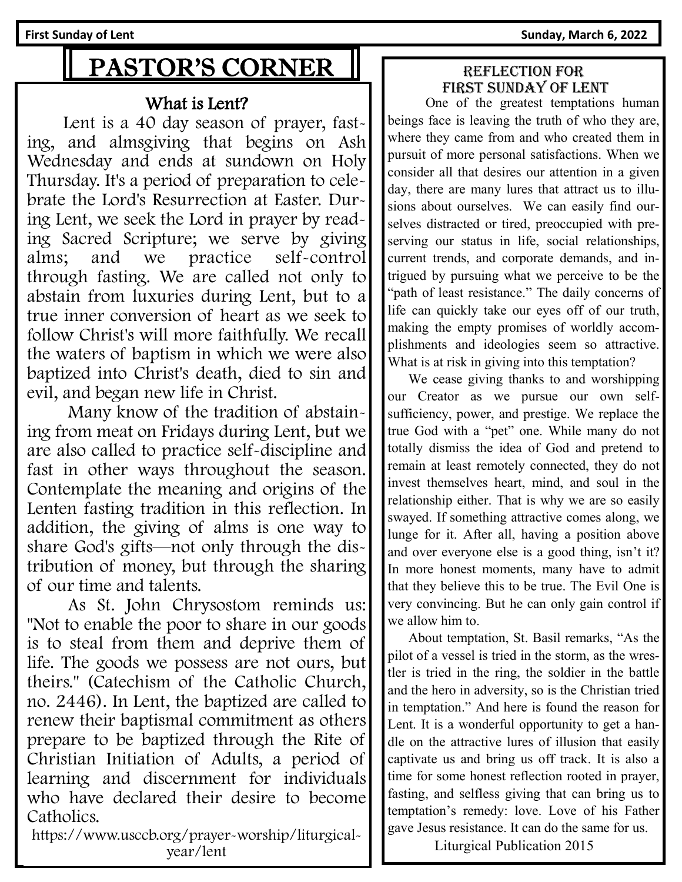# PASTOR'S CORNER

## What is Lent?

Lent is a 40 day season of prayer, fasting, and almsgiving that begins on Ash Wednesday and ends at sundown on Holy Thursday. It's a period of preparation to celebrate the Lord's Resurrection at Easter. During Lent, we seek the Lord in prayer by reading Sacred Scripture; we serve by giving alms; and we practice self-control through fasting. We are called not only to abstain from luxuries during Lent, but to a true inner conversion of heart as we seek to follow Christ's will more faithfully. We recall the waters of baptism in which we were also baptized into Christ's death, died to sin and evil, and began new life in Christ.

Many know of the tradition of abstaining from meat on Fridays during Lent, but we are also called to practice self-discipline and fast in other ways throughout the season. Contemplate the meaning and origins of the Lenten fasting tradition in this reflection. In addition, the giving of alms is one way to share God's gifts—not only through the distribution of money, but through the sharing of our time and talents.

As St. John Chrysostom reminds us: "Not to enable the poor to share in our goods is to steal from them and deprive them of life. The goods we possess are not ours, but theirs." (Catechism of the Catholic Church, no. 2446). In Lent, the baptized are called to renew their baptismal commitment as others prepare to be baptized through the Rite of Christian Initiation of Adults, a period of learning and discernment for individuals who have declared their desire to become Catholics.

https://www.usccb.org/prayer-worship/liturgical-year/lent

## Reflection for First Sunday of Lent

One of the greatest temptations human beings face is leaving the truth of who they are, where they came from and who created them in pursuit of more personal satisfactions. When we consider all that desires our attention in a given day, there are many lures that attract us to illusions about ourselves. We can easily find ourselves distracted or tired, preoccupied with preserving our status in life, social relationships, current trends, and corporate demands, and intrigued by pursuing what we perceive to be the "path of least resistance." The daily concerns of life can quickly take our eyes off of our truth, making the empty promises of worldly accomplishments and ideologies seem so attractive. What is at risk in giving into this temptation?

We cease giving thanks to and worshipping our Creator as we pursue our own self-sufficiency, power, and prestige. We replace the true God with a "pet" one. While many do not totally dismiss the idea of God and pretend to remain at least remotely connected, they do not invest themselves heart, mind, and soul in the relationship either. That is why we are so easily swayed. If something attractive comes along, we lunge for it. After all, having a position above and over everyone else is a good thing, isn't it? In more honest moments, many have to admit that they believe this to be true. The Evil One is very convincing. But he can only gain control if we allow him to.

About temptation, St. Basil remarks, "As the pilot of a vessel is tried in the storm, as the wrestler is tried in the ring, the soldier in the battle and the hero in adversity, so is the Christian tried in temptation." And here is found the reason for Lent. It is a wonderful opportunity to get a handle on the attractive lures of illusion that easily captivate us and bring us off track. It is also a time for some honest reflection rooted in prayer, fasting, and selfless giving that can bring us to temptation's remedy: love. Love of his Father gave Jesus resistance. It can do the same for us.

Liturgical Publication 2015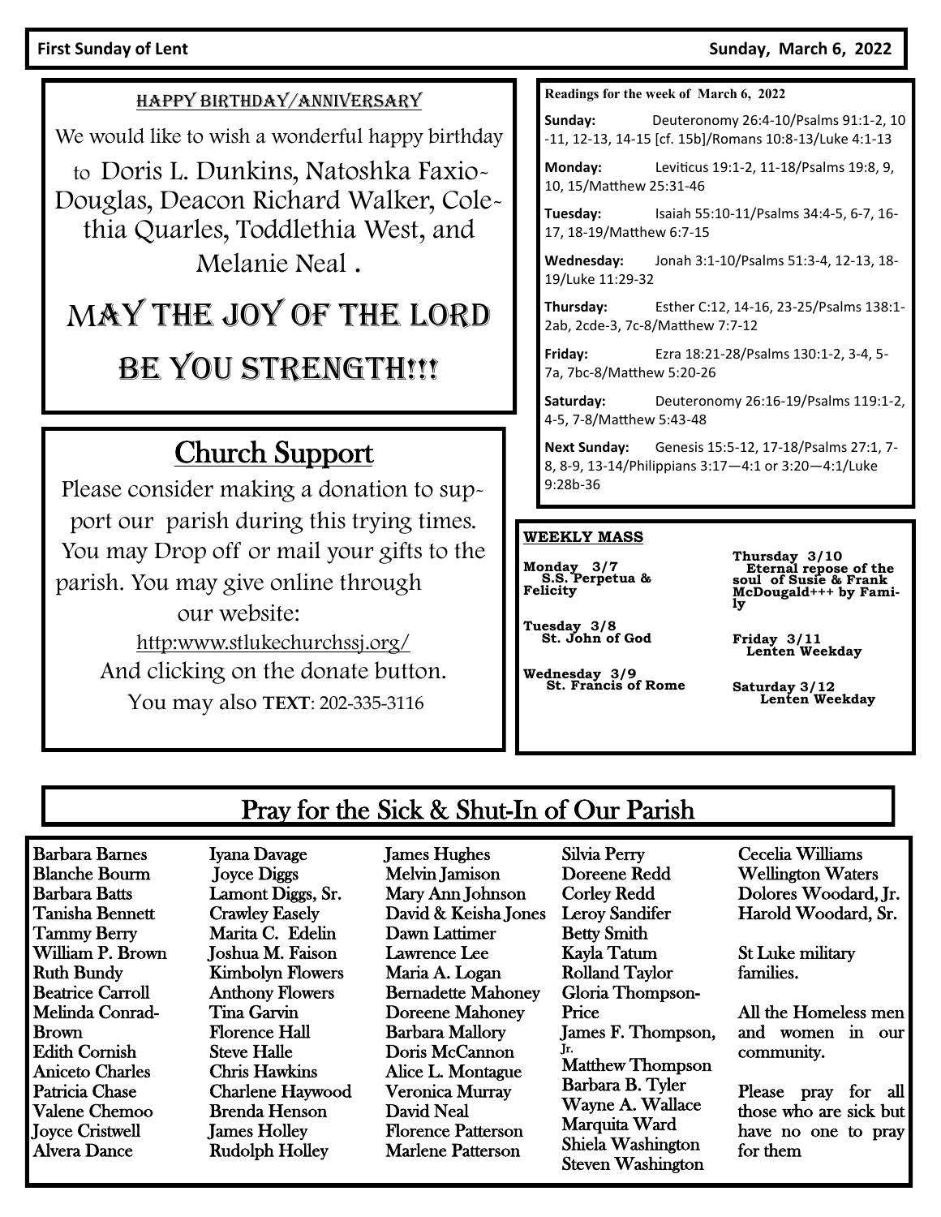**First Sunday of Lent** **Sunday, March 6, 2022**

## HAPPY BIRTHDAY/ANNIVERSARY

We would like to wish a wonderful happy birthday to Doris L. Dunkins, Natoshka Faxio-Douglas, Deacon Richard Walker, Colethia Quarles, Toddlethia West, and Melanie Neal .

# MAY THE JOY OF THE LORD BE YOU STRENGTH!!!

## Church Support

Please consider making a donation to support our parish during this trying times. You may Drop off or mail your gifts to the parish. You may give online through our website:

http:www.stlukechurchssj.org/

And clicking on the donate button.

You may also **TEXT**: 202-335-3116

**Readings for the week of March 6, 2022**

**Sunday:** Deuteronomy 26:4-10/Psalms 91:1-2, 10-11, 12-13, 14-15 [cf. 15b]/Romans 10:8-13/Luke 4:1-13

**Monday:** Leviticus 19:1-2, 11-18/Psalms 19:8, 9, 10, 15/Matthew 25:31-46

**Tuesday:** Isaiah 55:10-11/Psalms 34:4-5, 6-7, 16-17, 18-19/Matthew 6:7-15

**Wednesday:** Jonah 3:1-10/Psalms 51:3-4, 12-13, 18-19/Luke 11:29-32

**Thursday:** Esther C:12, 14-16, 23-25/Psalms 138:1-2ab, 2cde-3, 7c-8/Matthew 7:7-12

**Friday:** Ezra 18:21-28/Psalms 130:1-2, 3-4, 5-7a, 7bc-8/Matthew 5:20-26

**Saturday:** Deuteronomy 26:16-19/Psalms 119:1-2, 4-5, 7-8/Matthew 5:43-48

**Next Sunday:** Genesis 15:5-12, 17-18/Psalms 27:1, 7-8, 8-9, 13-14/Philippians 3:17—4:1 or 3:20—4:1/Luke 9:28b-36

**WEEKLY MASS**

**Monday 3/7**
S.S. Perpetua & Felicity

**Tuesday 3/8**
St. John of God

**Wednesday 3/9**
St. Francis of Rome

**Thursday 3/10**
Eternal repose of the soul of Susie & Frank McDougald+++ by Family

**Friday 3/11**
Lenten Weekday

**Saturday 3/12**
Lenten Weekday

## Pray for the Sick & Shut-In of Our Parish

Barbara Barnes
Blanche Bourm
Barbara Batts
Tanisha Bennett
Tammy Berry
William P. Brown
Ruth Bundy
Beatrice Carroll
Melinda Conrad-Brown
Edith Cornish
Aniceto Charles
Patricia Chase
Valene Chemoo
Joyce Cristwell
Alvera Dance
Iyana Davage
Joyce Diggs
Lamont Diggs, Sr.
Crawley Easely
Marita C. Edelin
Joshua M. Faison
Kimbolyn Flowers
Anthony Flowers
Tina Garvin
Florence Hall
Steve Halle
Chris Hawkins
Charlene Haywood
Brenda Henson
James Holley
Rudolph Holley
James Hughes
Melvin Jamison
Mary Ann Johnson
David & Keisha Jones
Dawn Lattimer
Lawrence Lee
Maria A. Logan
Bernadette Mahoney
Doreene Mahoney
Barbara Mallory
Doris McCannon
Alice L. Montague
Veronica Murray
David Neal
Florence Patterson
Marlene Patterson
Silvia Perry
Doreene Redd
Corley Redd
Leroy Sandifer
Betty Smith
Kayla Tatum
Rolland Taylor
Gloria Thompson-Price
James F. Thompson, Jr.
Matthew Thompson
Barbara B. Tyler
Wayne A. Wallace
Marquita Ward
Shiela Washington
Steven Washington
Cecelia Williams
Wellington Waters
Dolores Woodard, Jr.
Harold Woodard, Sr.

St Luke military families.

All the Homeless men and women in our community.

Please pray for all those who are sick but have no one to pray for them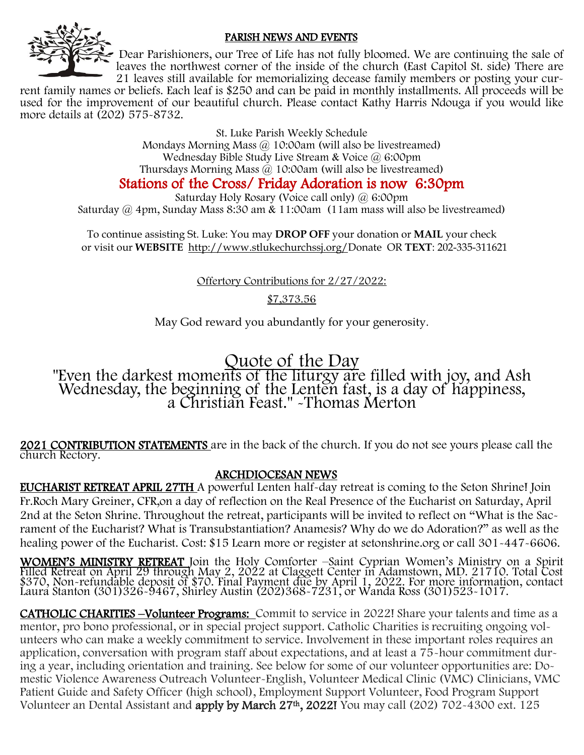## PARISH NEWS AND EVENTS

Dear Parishioners, our Tree of Life has not fully bloomed. We are continuing the sale of leaves the northwest corner of the inside of the church (East Capitol St. side) There are 21 leaves still available for memorializing decease family members or posting your current family names or beliefs. Each leaf is $250 and can be paid in monthly installments. All proceeds will be used for the improvement of our beautiful church. Please contact Kathy Harris Ndouga if you would like more details at (202) 575-8732.

St. Luke Parish Weekly Schedule
Mondays Morning Mass @ 10:00am (will also be livestreamed)
Wednesday Bible Study Live Stream & Voice @ 6:00pm
Thursdays Morning Mass @ 10:00am (will also be livestreamed)

### Stations of the Cross/ Friday Adoration is now 6:30pm

Saturday Holy Rosary (Voice call only) @ 6:00pm
Saturday @ 4pm, Sunday Mass 8:30 am & 11:00am (11am mass will also be livestreamed)

To continue assisting St. Luke: You may **DROP OFF** your donation or **MAIL** your check or visit our **WEBSITE** http://www.stlukechurchssj.org/Donate OR **TEXT**: 202-335-311621

Offertory Contributions for 2/27/2022:

$7,373.56

May God reward you abundantly for your generosity.

## Quote of the Day

"Even the darkest moments of the liturgy are filled with joy, and Ash Wednesday, the beginning of the Lenten fast, is a day of happiness, a Christian Feast." -Thomas Merton

**2021 CONTRIBUTION STATEMENTS** are in the back of the church. If you do not see yours please call the church Rectory.

## ARCHDIOCESAN NEWS

**EUCHARIST RETREAT APRIL 27TH** A powerful Lenten half-day retreat is coming to the Seton Shrine! Join Fr.Roch Mary Greiner, CFR,on a day of reflection on the Real Presence of the Eucharist on Saturday, April 2nd at the Seton Shrine. Throughout the retreat, participants will be invited to reflect on "What is the Sacrament of the Eucharist? What is Transubstantiation? Anamesis? Why do we do Adoration?" as well as the healing power of the Eucharist. Cost: $15 Learn more or register at setonshrine.org or call 301-447-6606.

**WOMEN'S MINISTRY RETREAT** Join the Holy Comforter –Saint Cyprian Women's Ministry on a Spirit Filled Retreat on April 29 through May 2, 2022 at Claggett Center in Adamstown, MD. 21710. Total Cost $370, Non-refundable deposit of $70. Final Payment due by April 1, 2022. For more information, contact Laura Stanton (301)326-9467, Shirley Austin (202)368-7231, or Wanda Ross (301)523-1017.

**CATHOLIC CHARITIES –Volunteer Programs:** Commit to service in 2022! Share your talents and time as a mentor, pro bono professional, or in special project support. Catholic Charities is recruiting ongoing volunteers who can make a weekly commitment to service. Involvement in these important roles requires an application, conversation with program staff about expectations, and at least a 75-hour commitment during a year, including orientation and training. See below for some of our volunteer opportunities are: Domestic Violence Awareness Outreach Volunteer-English, Volunteer Medical Clinic (VMC) Clinicians, VMC Patient Guide and Safety Officer (high school), Employment Support Volunteer, Food Program Support Volunteer an Dental Assistant and **apply by March 27th, 2022!** You may call (202) 702-4300 ext. 125